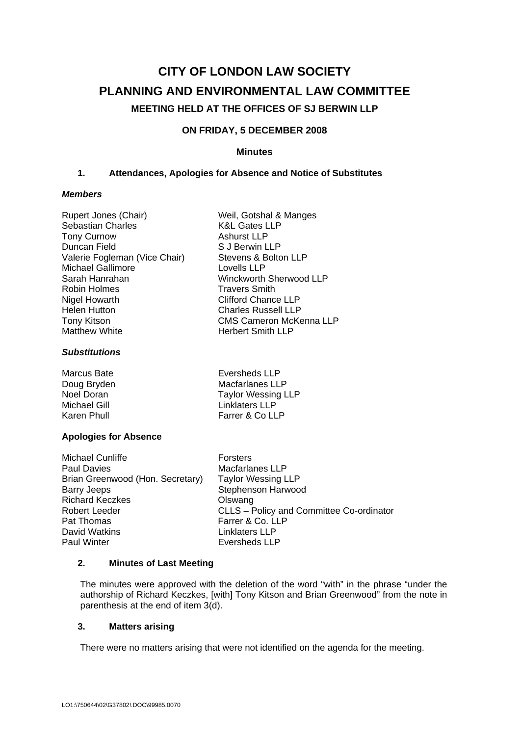# CITY OF LONDON LAW SOCIETY

# PLANNING AND ENVIRONMENTAL LAW COMMITTEE

### MEETING HELD AT THE OFFICES OF SJ BERWIN LLP

### ON FRIDAY, 5 DECEMBER 2008

### Minutes

## 1. Attendances, Apologies for Absence and Notice of Substitutes

***Members***

| | |
|---|---|
| Rupert Jones (Chair) | Weil, Gotshal & Manges |
| Sebastian Charles | K&L Gates LLP |
| Tony Curnow | Ashurst LLP |
| Duncan Field | S J Berwin LLP |
| Valerie Fogleman (Vice Chair) | Stevens & Bolton LLP |
| Michael Gallimore | Lovells LLP |
| Sarah Hanrahan | Winckworth Sherwood LLP |
| Robin Holmes | Travers Smith |
| Nigel Howarth | Clifford Chance LLP |
| Helen Hutton | Charles Russell LLP |
| Tony Kitson | CMS Cameron McKenna LLP |
| Matthew White | Herbert Smith LLP |

***Substitutions***

| | |
|---|---|
| Marcus Bate | Eversheds LLP |
| Doug Bryden | Macfarlanes LLP |
| Noel Doran | Taylor Wessing LLP |
| Michael Gill | Linklaters LLP |
| Karen Phull | Farrer & Co LLP |

**Apologies for Absence**

| | |
|---|---|
| Michael Cunliffe | Forsters |
| Paul Davies | Macfarlanes LLP |
| Brian Greenwood (Hon. Secretary) | Taylor Wessing LLP |
| Barry Jeeps | Stephenson Harwood |
| Richard Keczkes | Olswang |
| Robert Leeder | CLLS – Policy and Committee Co-ordinator |
| Pat Thomas | Farrer & Co. LLP |
| David Watkins | Linklaters LLP |
| Paul Winter | Eversheds LLP |

## 2. Minutes of Last Meeting

The minutes were approved with the deletion of the word "with" in the phrase "under the authorship of Richard Keczkes, [with] Tony Kitson and Brian Greenwood" from the note in parenthesis at the end of item 3(d).

## 3. Matters arising

There were no matters arising that were not identified on the agenda for the meeting.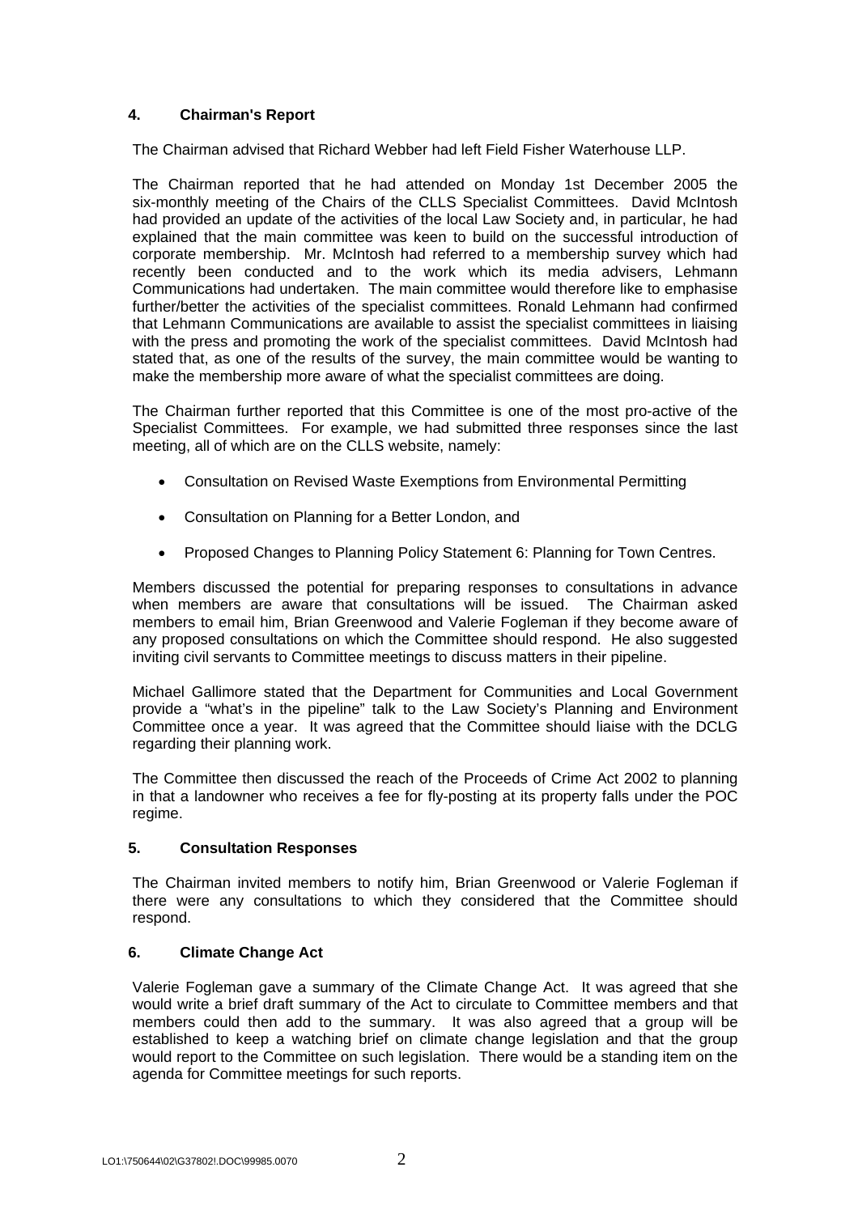## 4. Chairman's Report

The Chairman advised that Richard Webber had left Field Fisher Waterhouse LLP.

The Chairman reported that he had attended on Monday 1st December 2005 the six-monthly meeting of the Chairs of the CLLS Specialist Committees. David McIntosh had provided an update of the activities of the local Law Society and, in particular, he had explained that the main committee was keen to build on the successful introduction of corporate membership. Mr. McIntosh had referred to a membership survey which had recently been conducted and to the work which its media advisers, Lehmann Communications had undertaken. The main committee would therefore like to emphasise further/better the activities of the specialist committees. Ronald Lehmann had confirmed that Lehmann Communications are available to assist the specialist committees in liaising with the press and promoting the work of the specialist committees. David McIntosh had stated that, as one of the results of the survey, the main committee would be wanting to make the membership more aware of what the specialist committees are doing.

The Chairman further reported that this Committee is one of the most pro-active of the Specialist Committees. For example, we had submitted three responses since the last meeting, all of which are on the CLLS website, namely:

- Consultation on Revised Waste Exemptions from Environmental Permitting
- Consultation on Planning for a Better London, and
- Proposed Changes to Planning Policy Statement 6: Planning for Town Centres.

Members discussed the potential for preparing responses to consultations in advance when members are aware that consultations will be issued. The Chairman asked members to email him, Brian Greenwood and Valerie Fogleman if they become aware of any proposed consultations on which the Committee should respond. He also suggested inviting civil servants to Committee meetings to discuss matters in their pipeline.

Michael Gallimore stated that the Department for Communities and Local Government provide a "what's in the pipeline" talk to the Law Society's Planning and Environment Committee once a year. It was agreed that the Committee should liaise with the DCLG regarding their planning work.

The Committee then discussed the reach of the Proceeds of Crime Act 2002 to planning in that a landowner who receives a fee for fly-posting at its property falls under the POC regime.

## 5. Consultation Responses

The Chairman invited members to notify him, Brian Greenwood or Valerie Fogleman if there were any consultations to which they considered that the Committee should respond.

## 6. Climate Change Act

Valerie Fogleman gave a summary of the Climate Change Act. It was agreed that she would write a brief draft summary of the Act to circulate to Committee members and that members could then add to the summary. It was also agreed that a group will be established to keep a watching brief on climate change legislation and that the group would report to the Committee on such legislation. There would be a standing item on the agenda for Committee meetings for such reports.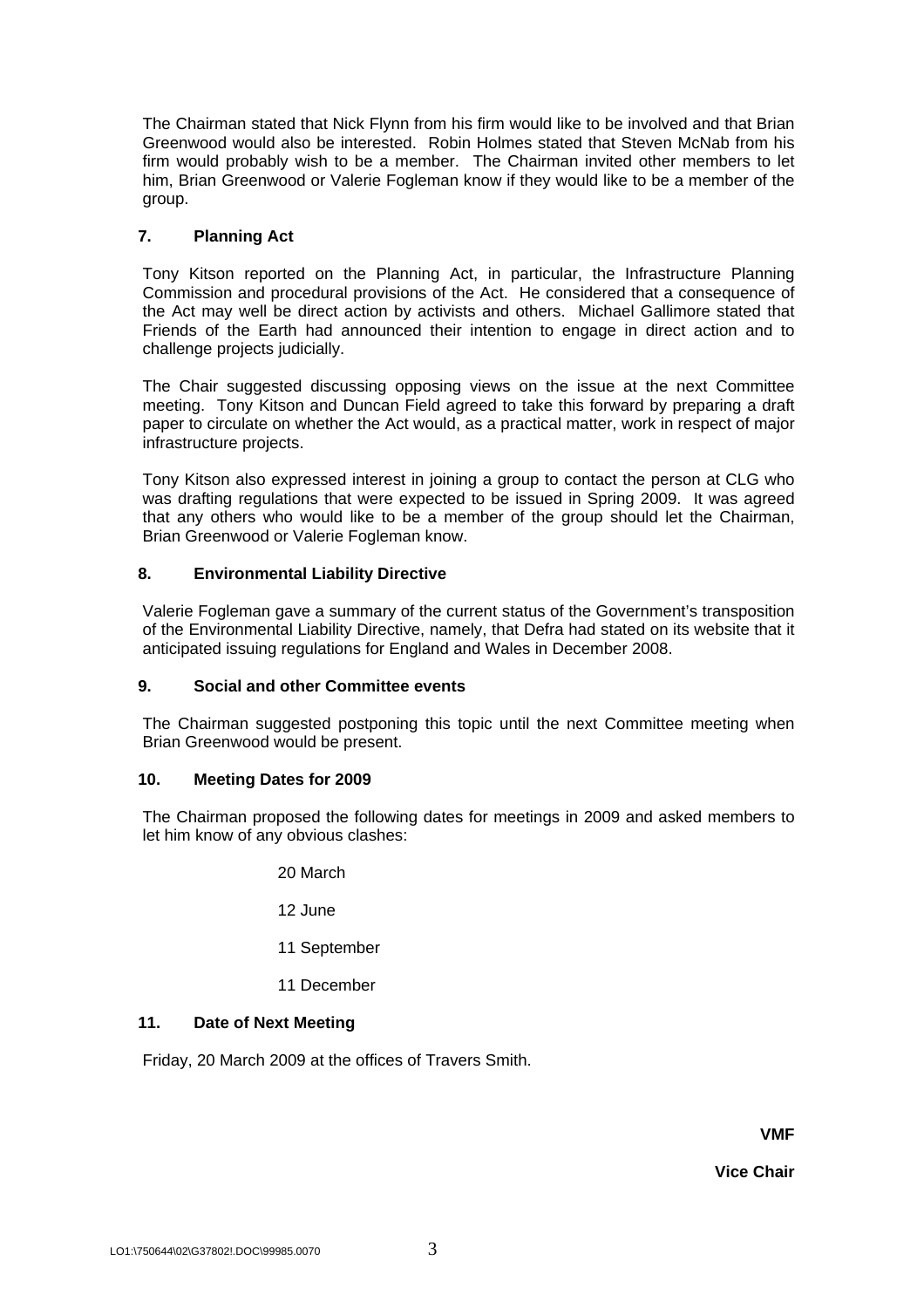The Chairman stated that Nick Flynn from his firm would like to be involved and that Brian Greenwood would also be interested. Robin Holmes stated that Steven McNab from his firm would probably wish to be a member. The Chairman invited other members to let him, Brian Greenwood or Valerie Fogleman know if they would like to be a member of the group.

## 7. Planning Act

Tony Kitson reported on the Planning Act, in particular, the Infrastructure Planning Commission and procedural provisions of the Act. He considered that a consequence of the Act may well be direct action by activists and others. Michael Gallimore stated that Friends of the Earth had announced their intention to engage in direct action and to challenge projects judicially.

The Chair suggested discussing opposing views on the issue at the next Committee meeting. Tony Kitson and Duncan Field agreed to take this forward by preparing a draft paper to circulate on whether the Act would, as a practical matter, work in respect of major infrastructure projects.

Tony Kitson also expressed interest in joining a group to contact the person at CLG who was drafting regulations that were expected to be issued in Spring 2009. It was agreed that any others who would like to be a member of the group should let the Chairman, Brian Greenwood or Valerie Fogleman know.

## 8. Environmental Liability Directive

Valerie Fogleman gave a summary of the current status of the Government's transposition of the Environmental Liability Directive, namely, that Defra had stated on its website that it anticipated issuing regulations for England and Wales in December 2008.

## 9. Social and other Committee events

The Chairman suggested postponing this topic until the next Committee meeting when Brian Greenwood would be present.

## 10. Meeting Dates for 2009

The Chairman proposed the following dates for meetings in 2009 and asked members to let him know of any obvious clashes:

20 March

12 June

11 September

11 December

## 11. Date of Next Meeting

Friday, 20 March 2009 at the offices of Travers Smith.

**VMF**

**Vice Chair**

LO1:\750644\02\G37802!.DOC\99985.0070